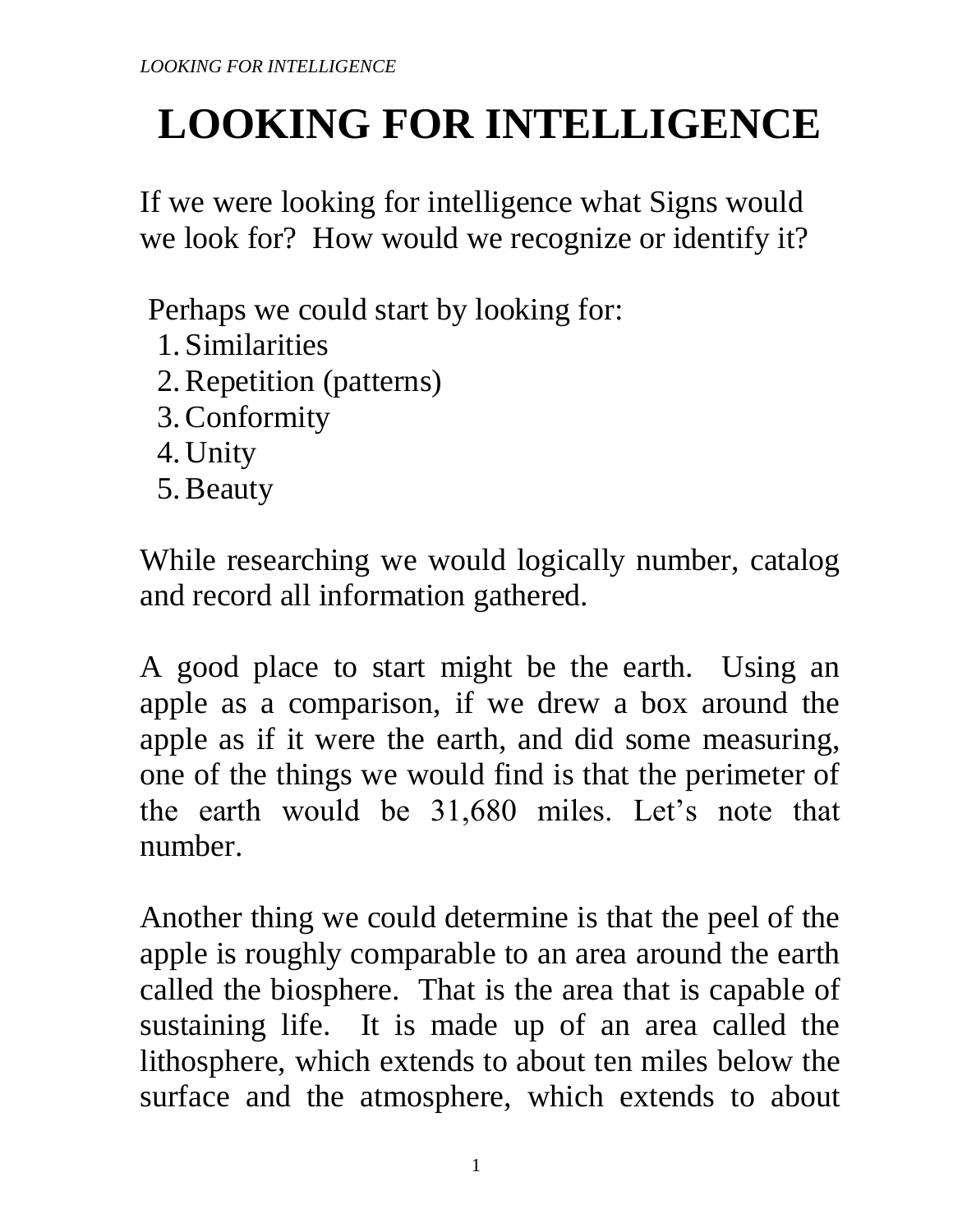# LOOKING FOR INTELLIGENCE

If we were looking for intelligence what Signs would we look for? How would we recognize or identify it?

Perhaps we could start by looking for:

1. Similarities
2. Repetition (patterns)
3. Conformity
4. Unity
5. Beauty

While researching we would logically number, catalog and record all information gathered.

A good place to start might be the earth. Using an apple as a comparison, if we drew a box around the apple as if it were the earth, and did some measuring, one of the things we would find is that the perimeter of the earth would be 31,680 miles. Let's note that number.

Another thing we could determine is that the peel of the apple is roughly comparable to an area around the earth called the biosphere. That is the area that is capable of sustaining life. It is made up of an area called the lithosphere, which extends to about ten miles below the surface and the atmosphere, which extends to about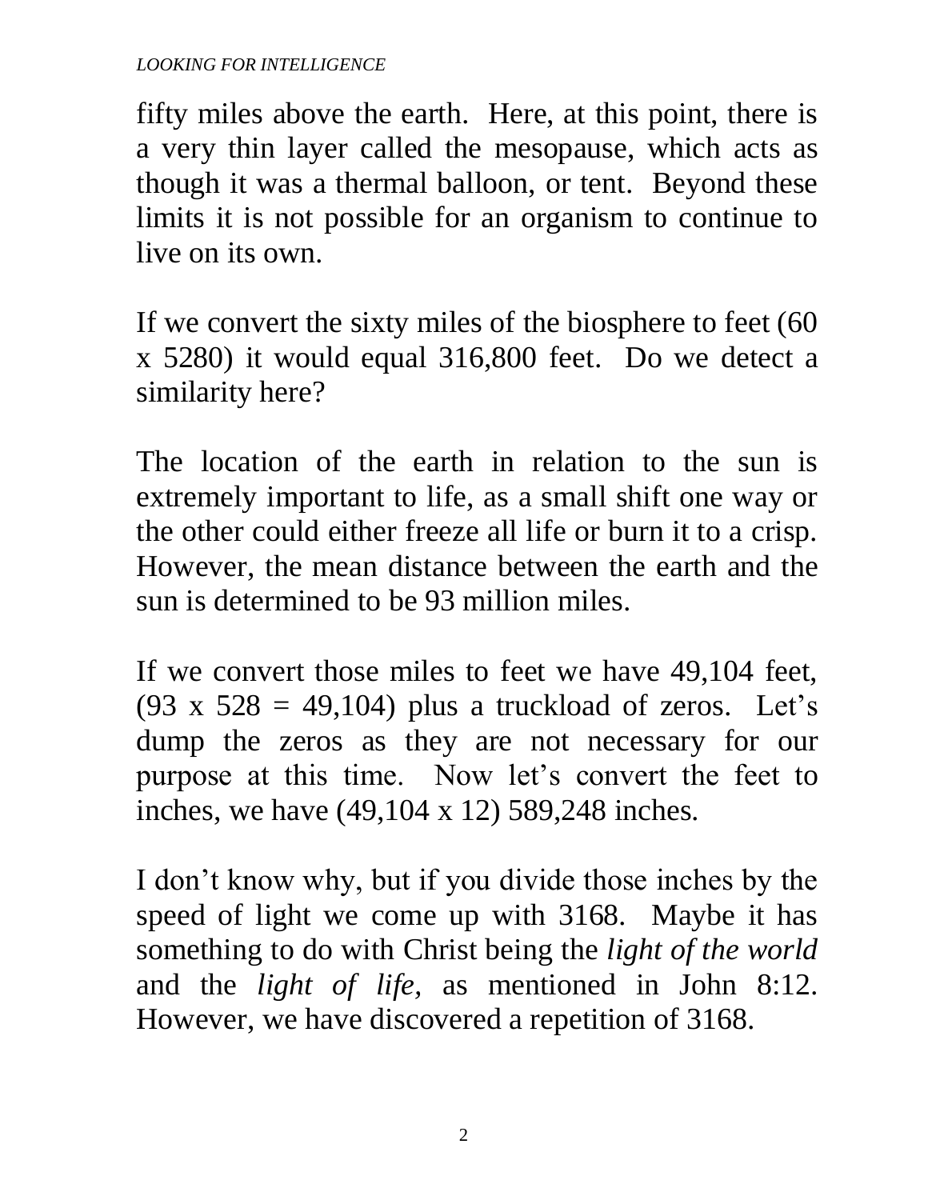fifty miles above the earth. Here, at this point, there is a very thin layer called the mesopause, which acts as though it was a thermal balloon, or tent. Beyond these limits it is not possible for an organism to continue to live on its own.

If we convert the sixty miles of the biosphere to feet (60 x 5280) it would equal 316,800 feet. Do we detect a similarity here?

The location of the earth in relation to the sun is extremely important to life, as a small shift one way or the other could either freeze all life or burn it to a crisp. However, the mean distance between the earth and the sun is determined to be 93 million miles.

If we convert those miles to feet we have 49,104 feet, (93 x 528 = 49,104) plus a truckload of zeros. Let's dump the zeros as they are not necessary for our purpose at this time. Now let's convert the feet to inches, we have (49,104 x 12) 589,248 inches.

I don't know why, but if you divide those inches by the speed of light we come up with 3168. Maybe it has something to do with Christ being the *light of the world* and the *light of life,* as mentioned in John 8:12. However, we have discovered a repetition of 3168.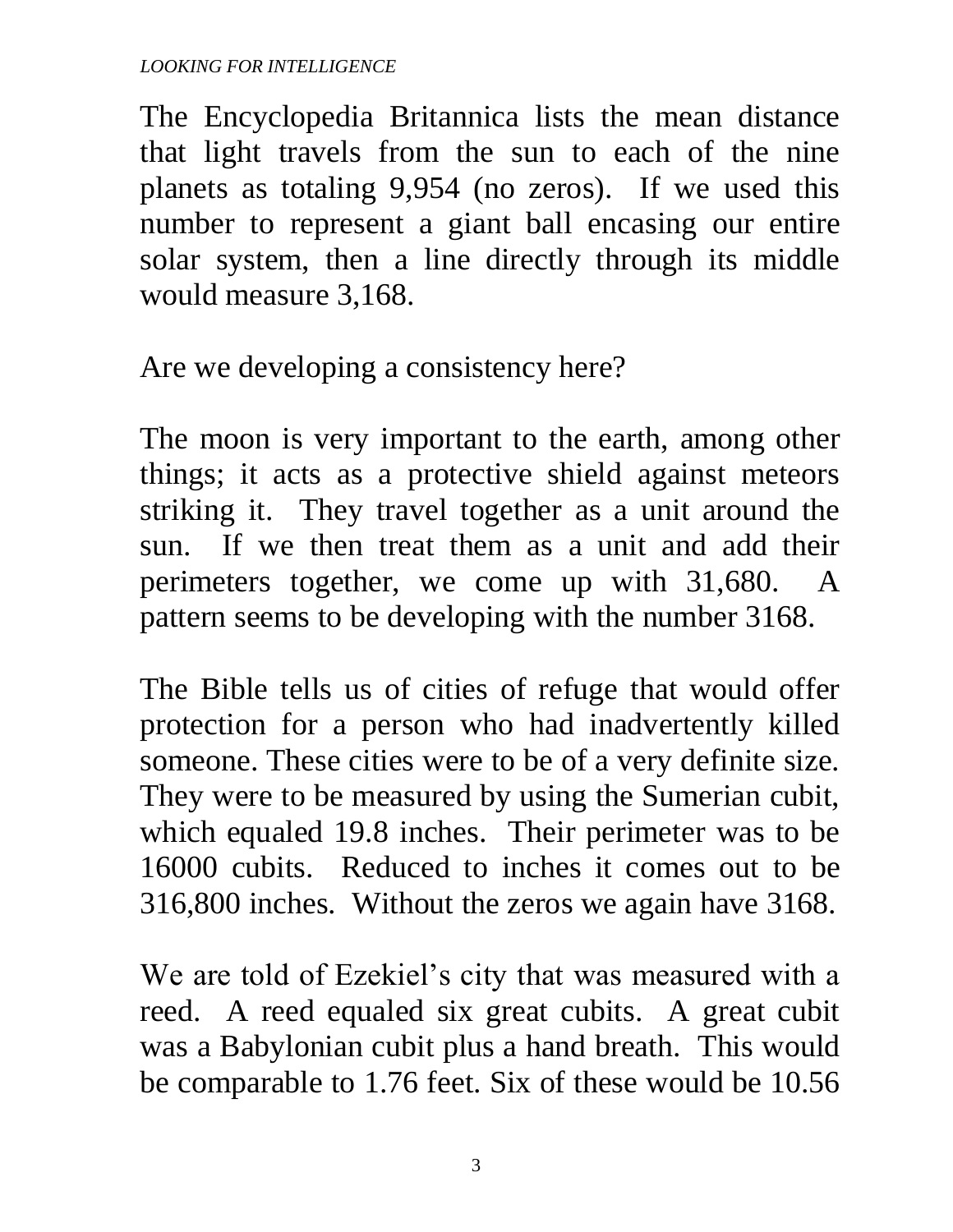The Encyclopedia Britannica lists the mean distance that light travels from the sun to each of the nine planets as totaling 9,954 (no zeros). If we used this number to represent a giant ball encasing our entire solar system, then a line directly through its middle would measure 3,168.

Are we developing a consistency here?

The moon is very important to the earth, among other things; it acts as a protective shield against meteors striking it. They travel together as a unit around the sun. If we then treat them as a unit and add their perimeters together, we come up with 31,680. A pattern seems to be developing with the number 3168.

The Bible tells us of cities of refuge that would offer protection for a person who had inadvertently killed someone. These cities were to be of a very definite size. They were to be measured by using the Sumerian cubit, which equaled 19.8 inches. Their perimeter was to be 16000 cubits. Reduced to inches it comes out to be 316,800 inches. Without the zeros we again have 3168.

We are told of Ezekiel's city that was measured with a reed. A reed equaled six great cubits. A great cubit was a Babylonian cubit plus a hand breath. This would be comparable to 1.76 feet. Six of these would be 10.56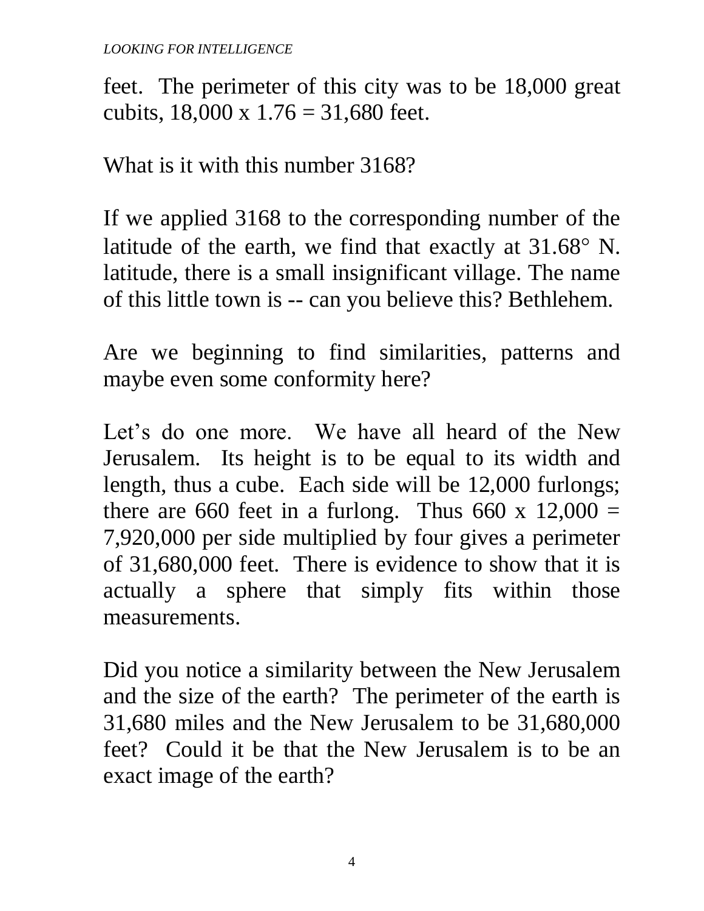feet. The perimeter of this city was to be 18,000 great cubits, 18,000 x 1.76 = 31,680 feet.

What is it with this number 3168?

If we applied 3168 to the corresponding number of the latitude of the earth, we find that exactly at 31.68° N. latitude, there is a small insignificant village. The name of this little town is -- can you believe this? Bethlehem.

Are we beginning to find similarities, patterns and maybe even some conformity here?

Let's do one more. We have all heard of the New Jerusalem. Its height is to be equal to its width and length, thus a cube. Each side will be 12,000 furlongs; there are 660 feet in a furlong. Thus 660 x 12,000 = 7,920,000 per side multiplied by four gives a perimeter of 31,680,000 feet. There is evidence to show that it is actually a sphere that simply fits within those measurements.

Did you notice a similarity between the New Jerusalem and the size of the earth? The perimeter of the earth is 31,680 miles and the New Jerusalem to be 31,680,000 feet? Could it be that the New Jerusalem is to be an exact image of the earth?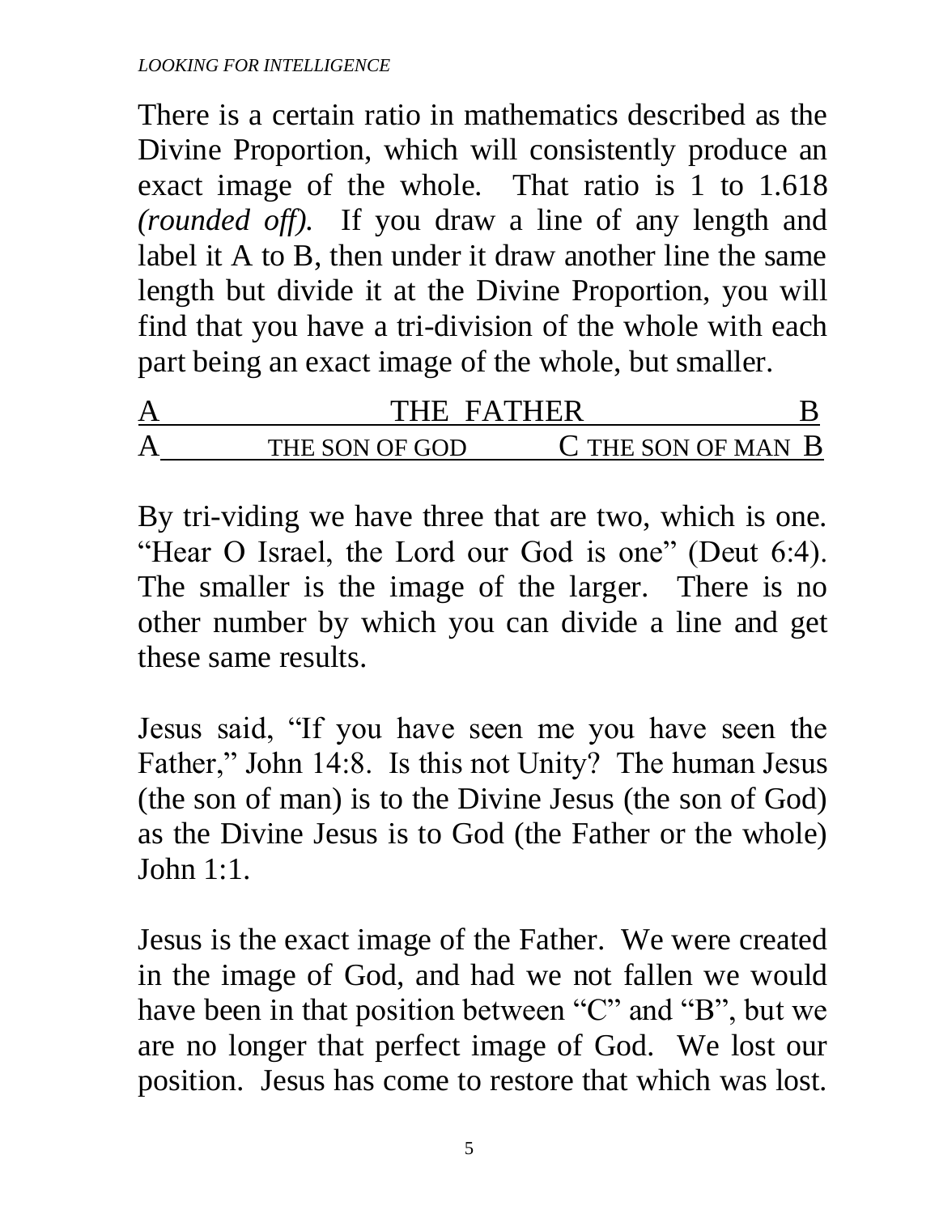There is a certain ratio in mathematics described as the Divine Proportion, which will consistently produce an exact image of the whole. That ratio is 1 to 1.618 *(rounded off).* If you draw a line of any length and label it A to B, then under it draw another line the same length but divide it at the Divine Proportion, you will find that you have a tri-division of the whole with each part being an exact image of the whole, but smaller.

A \_\_\_\_\_\_\_\_\_\_\_\_ THE FATHER \_\_\_\_\_\_\_\_\_\_\_\_ B
A \_\_\_\_\_\_ THE SON OF GOD \_\_\_\_\_\_ C THE SON OF MAN B

By tri-viding we have three that are two, which is one. "Hear O Israel, the Lord our God is one" (Deut 6:4). The smaller is the image of the larger. There is no other number by which you can divide a line and get these same results.

Jesus said, "If you have seen me you have seen the Father," John 14:8. Is this not Unity? The human Jesus (the son of man) is to the Divine Jesus (the son of God) as the Divine Jesus is to God (the Father or the whole) John 1:1.

Jesus is the exact image of the Father. We were created in the image of God, and had we not fallen we would have been in that position between "C" and "B", but we are no longer that perfect image of God. We lost our position. Jesus has come to restore that which was lost.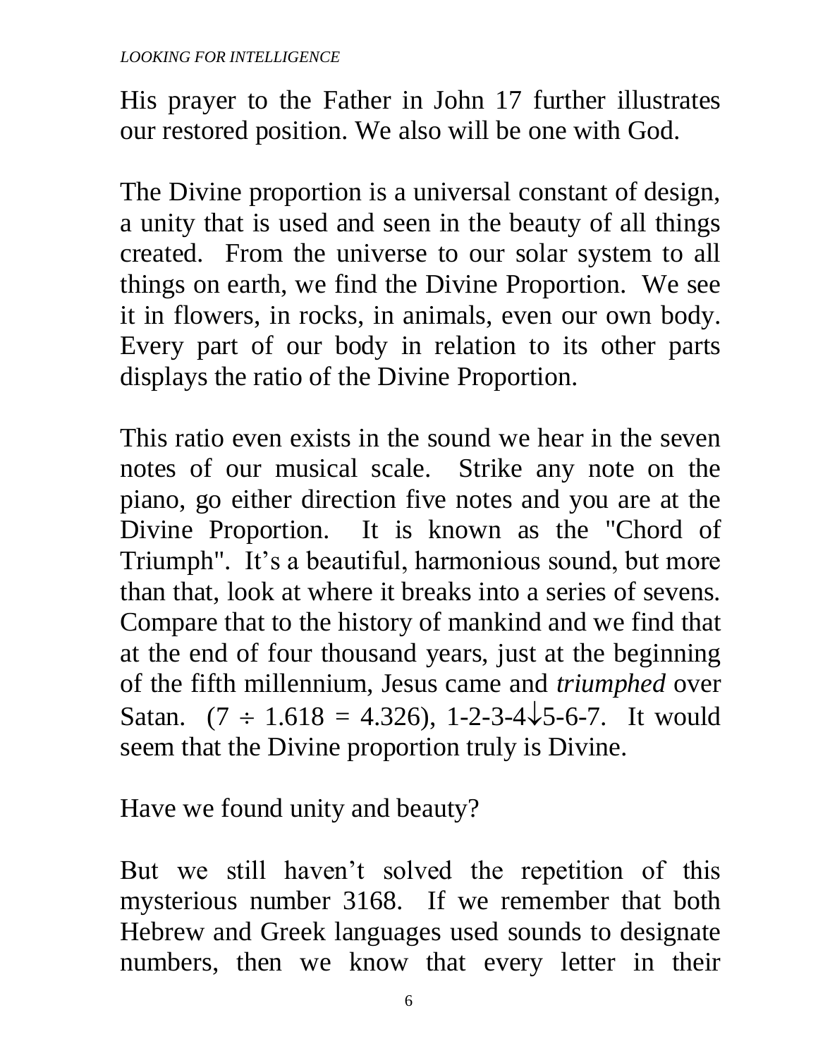His prayer to the Father in John 17 further illustrates our restored position. We also will be one with God.

The Divine proportion is a universal constant of design, a unity that is used and seen in the beauty of all things created. From the universe to our solar system to all things on earth, we find the Divine Proportion. We see it in flowers, in rocks, in animals, even our own body. Every part of our body in relation to its other parts displays the ratio of the Divine Proportion.

This ratio even exists in the sound we hear in the seven notes of our musical scale. Strike any note on the piano, go either direction five notes and you are at the Divine Proportion. It is known as the "Chord of Triumph". It's a beautiful, harmonious sound, but more than that, look at where it breaks into a series of sevens. Compare that to the history of mankind and we find that at the end of four thousand years, just at the beginning of the fifth millennium, Jesus came and *triumphed* over Satan. ($7 \div 1.618 = 4.326$), 1-2-3-4↓5-6-7. It would seem that the Divine proportion truly is Divine.

Have we found unity and beauty?

But we still haven't solved the repetition of this mysterious number 3168. If we remember that both Hebrew and Greek languages used sounds to designate numbers, then we know that every letter in their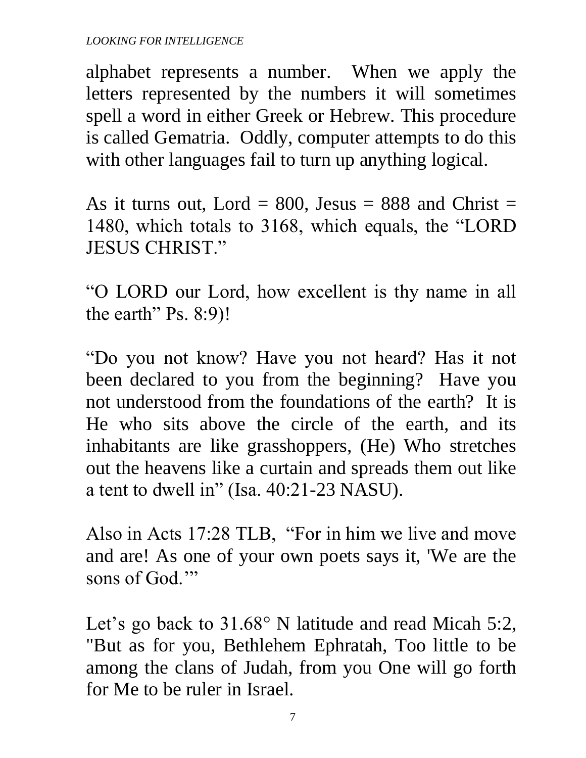alphabet represents a number. When we apply the letters represented by the numbers it will sometimes spell a word in either Greek or Hebrew. This procedure is called Gematria. Oddly, computer attempts to do this with other languages fail to turn up anything logical.

As it turns out, Lord = 800, Jesus = 888 and Christ = 1480, which totals to 3168, which equals, the "LORD JESUS CHRIST."

"O LORD our Lord, how excellent is thy name in all the earth" Ps. 8:9)!

"Do you not know? Have you not heard? Has it not been declared to you from the beginning? Have you not understood from the foundations of the earth? It is He who sits above the circle of the earth, and its inhabitants are like grasshoppers, (He) Who stretches out the heavens like a curtain and spreads them out like a tent to dwell in" (Isa. 40:21-23 NASU).

Also in Acts 17:28 TLB, "For in him we live and move and are! As one of your own poets says it, 'We are the sons of God.'"

Let's go back to 31.68° N latitude and read Micah 5:2, "But as for you, Bethlehem Ephratah, Too little to be among the clans of Judah, from you One will go forth for Me to be ruler in Israel.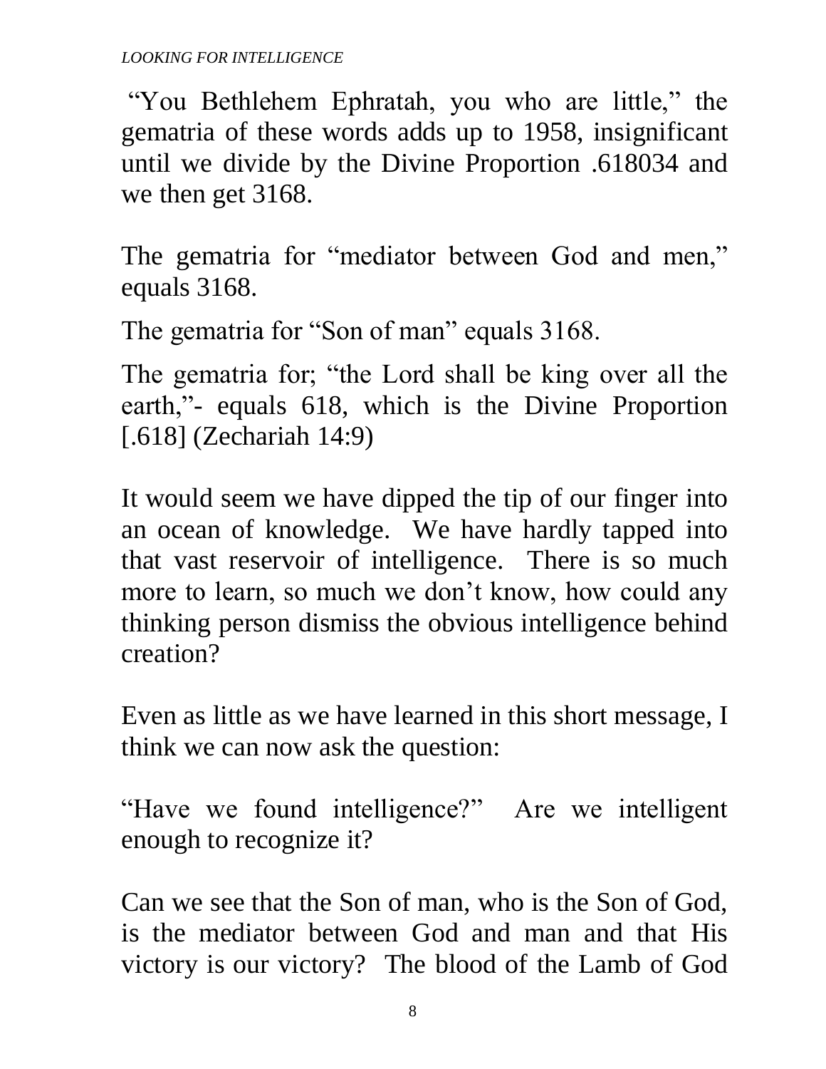"You Bethlehem Ephratah, you who are little," the gematria of these words adds up to 1958, insignificant until we divide by the Divine Proportion .618034 and we then get 3168.

The gematria for "mediator between God and men," equals 3168.

The gematria for "Son of man" equals 3168.

The gematria for; "the Lord shall be king over all the earth,"- equals 618, which is the Divine Proportion [.618] (Zechariah 14:9)

It would seem we have dipped the tip of our finger into an ocean of knowledge. We have hardly tapped into that vast reservoir of intelligence. There is so much more to learn, so much we don't know, how could any thinking person dismiss the obvious intelligence behind creation?

Even as little as we have learned in this short message, I think we can now ask the question:

"Have we found intelligence?" Are we intelligent enough to recognize it?

Can we see that the Son of man, who is the Son of God, is the mediator between God and man and that His victory is our victory? The blood of the Lamb of God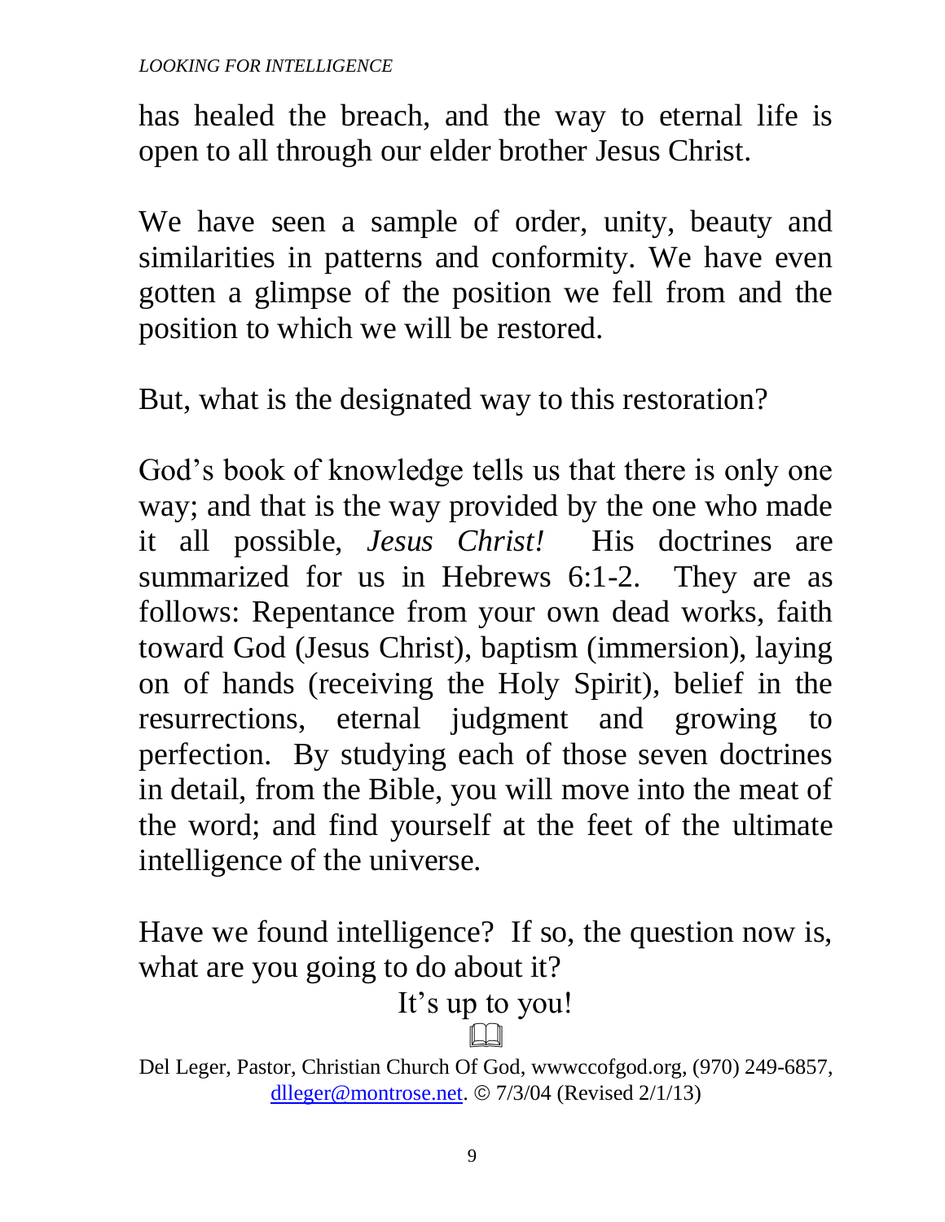has healed the breach, and the way to eternal life is open to all through our elder brother Jesus Christ.

We have seen a sample of order, unity, beauty and similarities in patterns and conformity. We have even gotten a glimpse of the position we fell from and the position to which we will be restored.

But, what is the designated way to this restoration?

God's book of knowledge tells us that there is only one way; and that is the way provided by the one who made it all possible, *Jesus Christ!* His doctrines are summarized for us in Hebrews 6:1-2. They are as follows: Repentance from your own dead works, faith toward God (Jesus Christ), baptism (immersion), laying on of hands (receiving the Holy Spirit), belief in the resurrections, eternal judgment and growing to perfection. By studying each of those seven doctrines in detail, from the Bible, you will move into the meat of the word; and find yourself at the feet of the ultimate intelligence of the universe.

Have we found intelligence? If so, the question now is, what are you going to do about it?

It's up to you!

Del Leger, Pastor, Christian Church Of God, wwwccofgod.org, (970) 249-6857, dlleger@montrose.net. © 7/3/04 (Revised 2/1/13)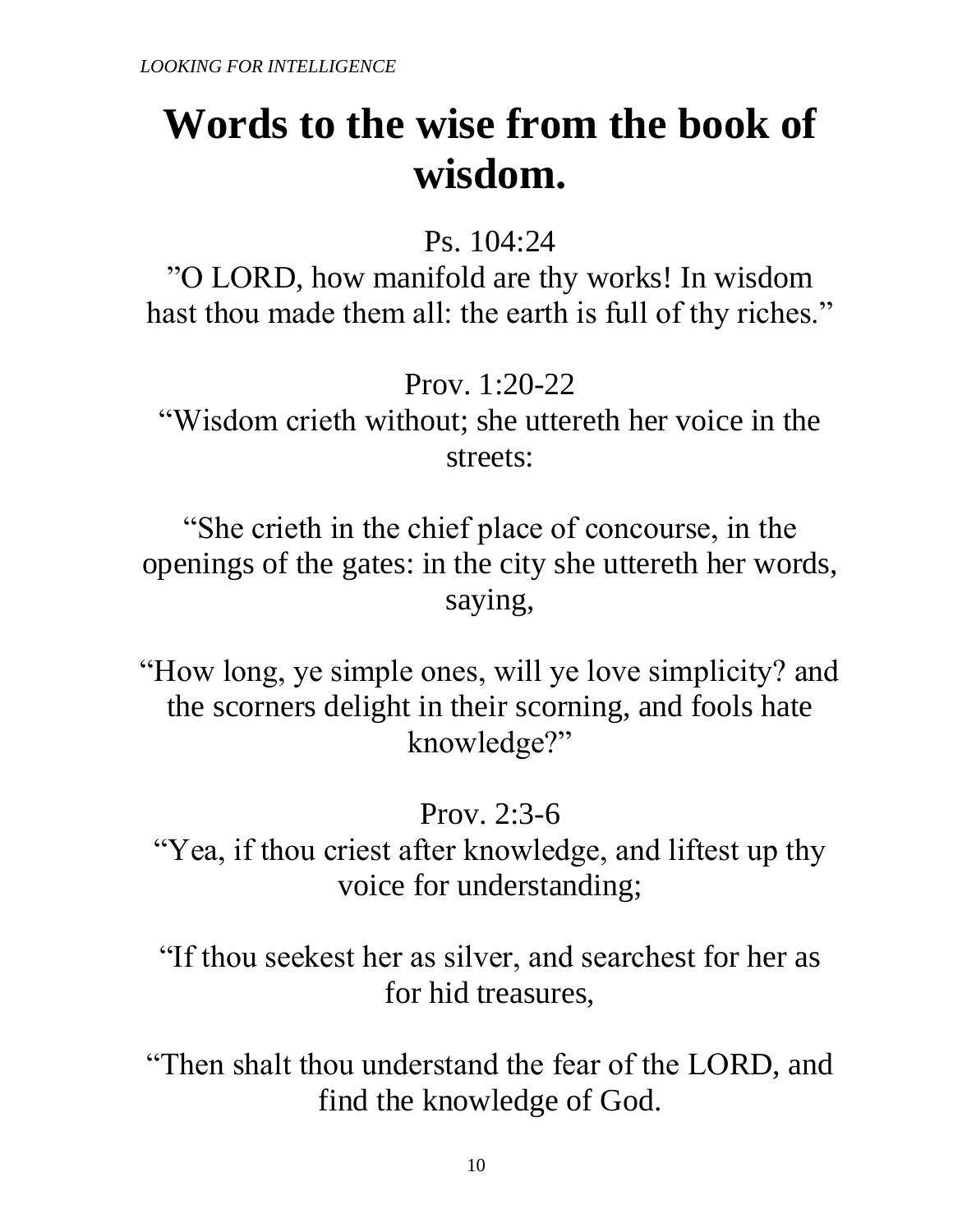# Words to the wise from the book of wisdom.

Ps. 104:24

”O LORD, how manifold are thy works! In wisdom hast thou made them all: the earth is full of thy riches.”

Prov. 1:20-22

“Wisdom crieth without; she uttereth her voice in the streets:

“She crieth in the chief place of concourse, in the openings of the gates: in the city she uttereth her words, saying,

“How long, ye simple ones, will ye love simplicity? and the scorners delight in their scorning, and fools hate knowledge?”

Prov. 2:3-6

“Yea, if thou criest after knowledge, and liftest up thy voice for understanding;

“If thou seekest her as silver, and searchest for her as for hid treasures,

“Then shalt thou understand the fear of the LORD, and find the knowledge of God.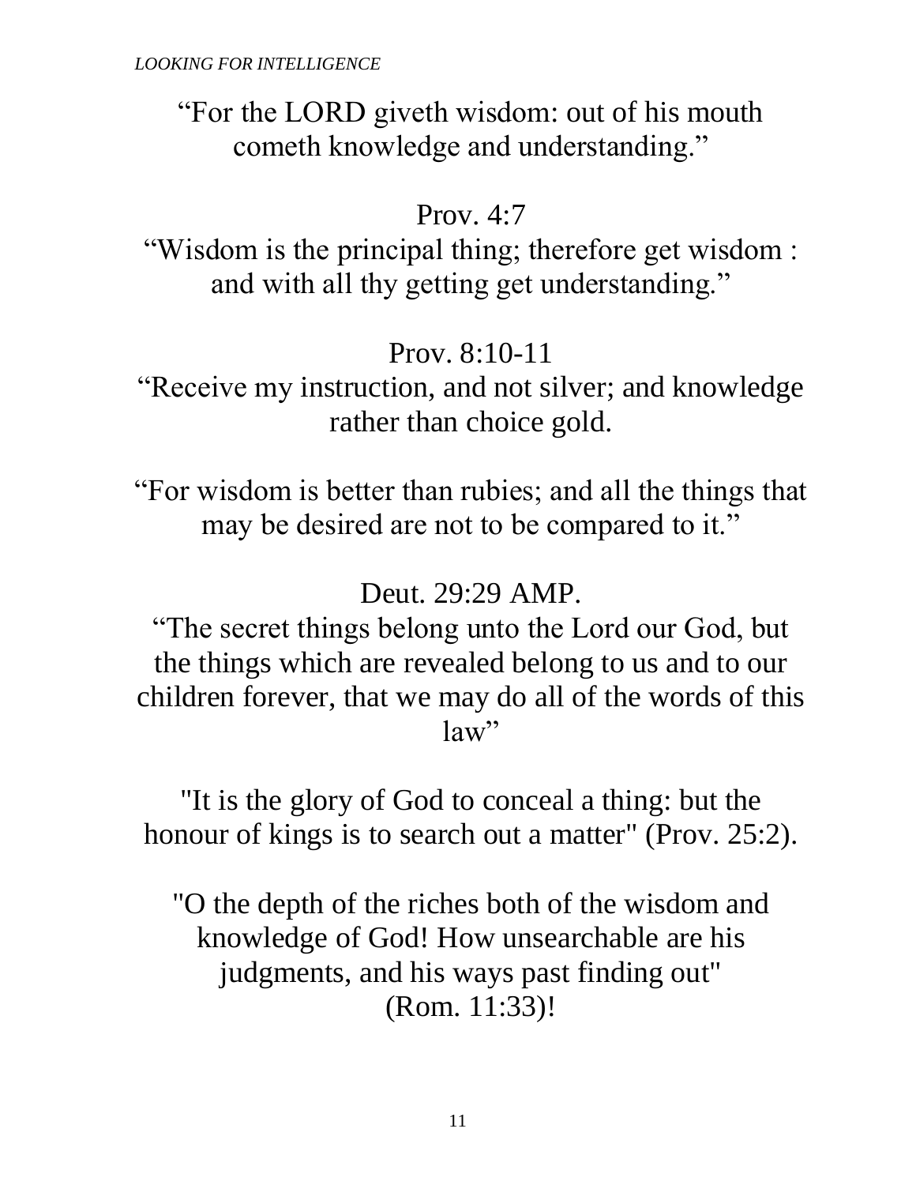"For the LORD giveth wisdom: out of his mouth cometh knowledge and understanding."

Prov. 4:7

"Wisdom is the principal thing; therefore get wisdom : and with all thy getting get understanding."

Prov. 8:10-11

"Receive my instruction, and not silver; and knowledge rather than choice gold.

"For wisdom is better than rubies; and all the things that may be desired are not to be compared to it."

Deut. 29:29 AMP.

"The secret things belong unto the Lord our God, but the things which are revealed belong to us and to our children forever, that we may do all of the words of this law"

"It is the glory of God to conceal a thing: but the honour of kings is to search out a matter" (Prov. 25:2).

"O the depth of the riches both of the wisdom and knowledge of God! How unsearchable are his judgments, and his ways past finding out" (Rom. 11:33)!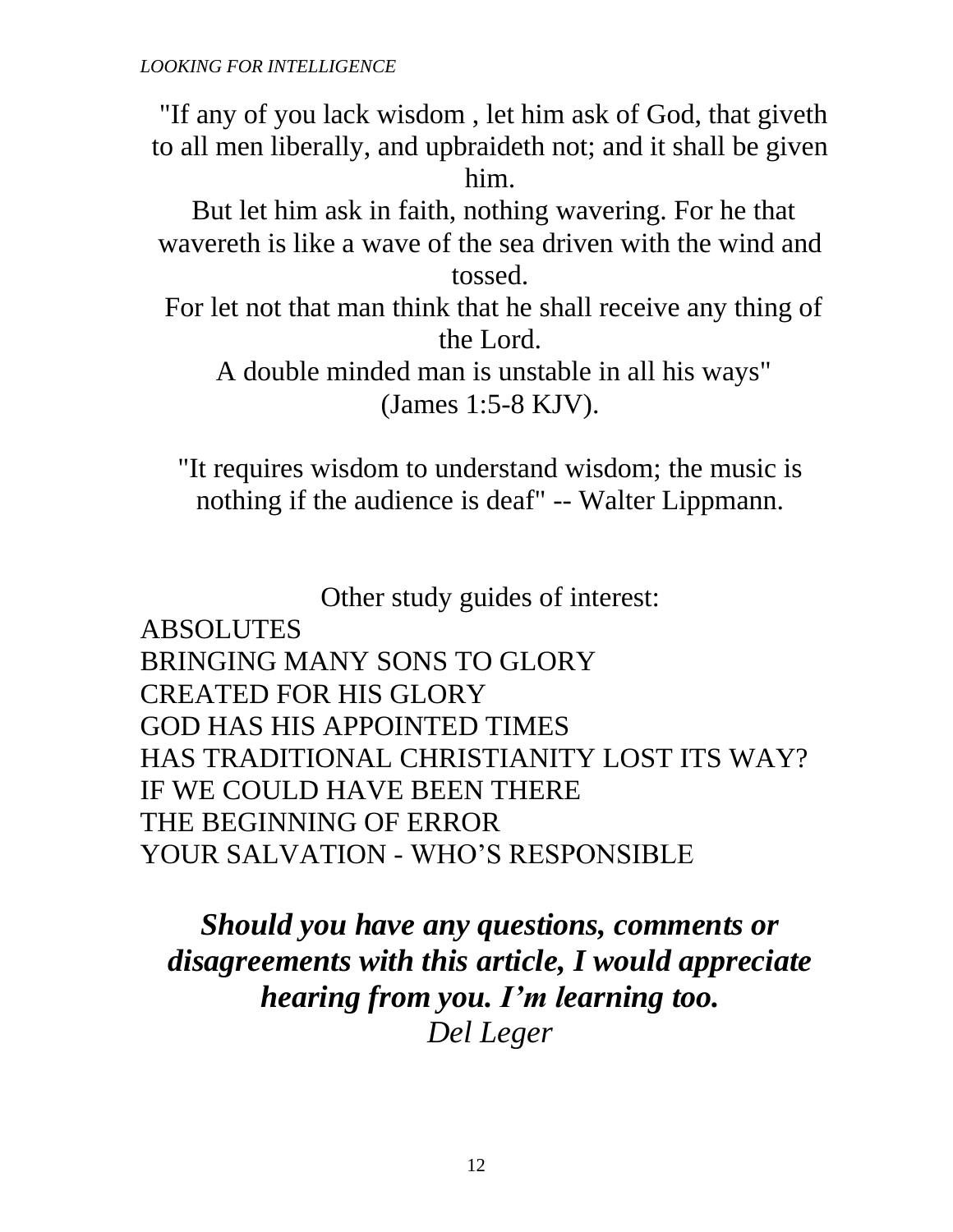"If any of you lack wisdom , let him ask of God, that giveth to all men liberally, and upbraideth not; and it shall be given him.
But let him ask in faith, nothing wavering. For he that wavereth is like a wave of the sea driven with the wind and tossed.
For let not that man think that he shall receive any thing of the Lord.
A double minded man is unstable in all his ways" (James 1:5-8 KJV).

"It requires wisdom to understand wisdom; the music is nothing if the audience is deaf" -- Walter Lippmann.

Other study guides of interest:

ABSOLUTES
BRINGING MANY SONS TO GLORY
CREATED FOR HIS GLORY
GOD HAS HIS APPOINTED TIMES
HAS TRADITIONAL CHRISTIANITY LOST ITS WAY?
IF WE COULD HAVE BEEN THERE
THE BEGINNING OF ERROR
YOUR SALVATION - WHO'S RESPONSIBLE

***Should you have any questions, comments or disagreements with this article, I would appreciate hearing from you. I'm learning too.***
*Del Leger*